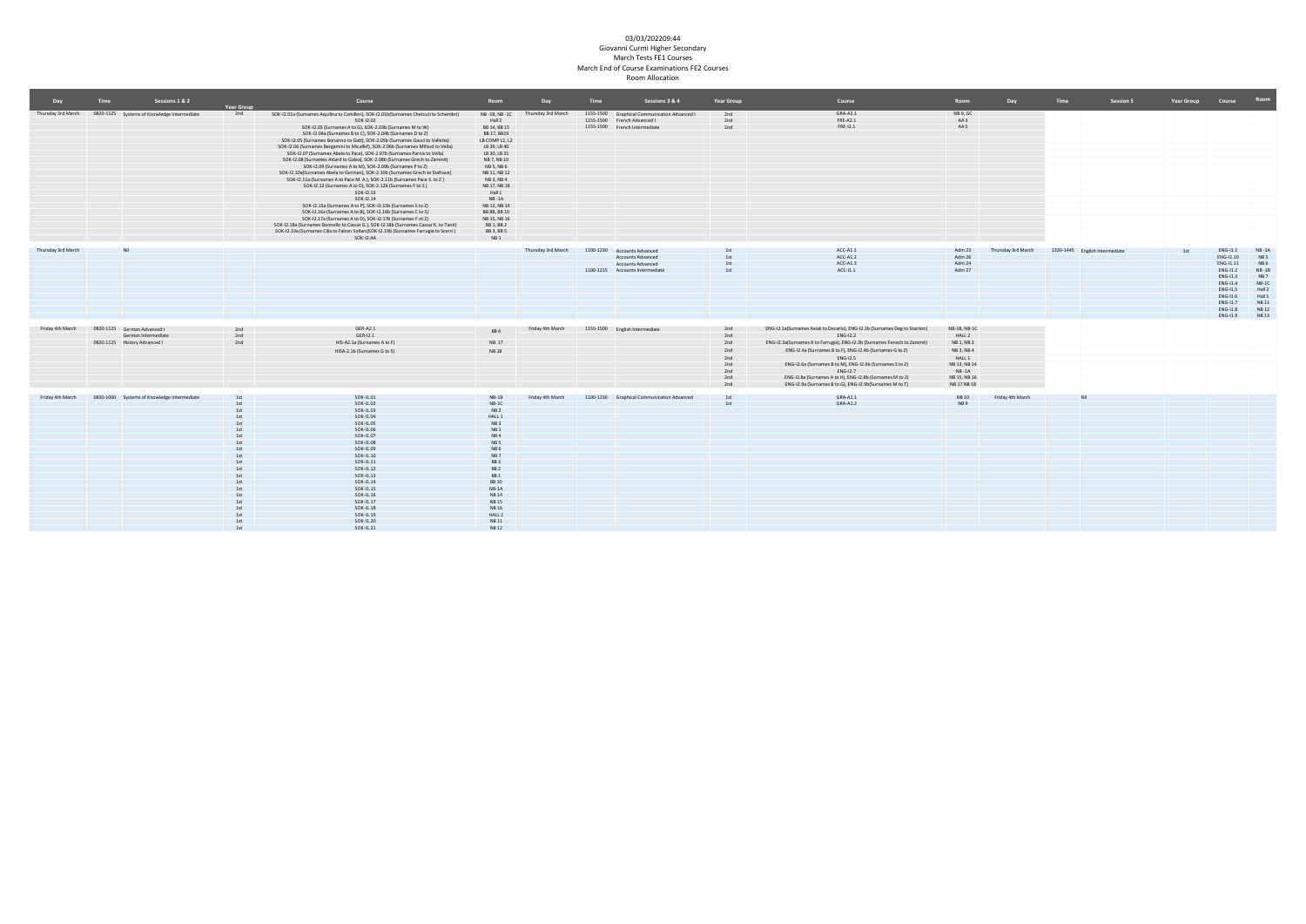03/03/202209:44

Giovanni Curmi Higher Secondary

March Tests FE1 Courses

March End of Course Examinations FE2 Courses

Room Allocation

| Day | Time | Sessions 1 & 2 | Year Group | Course | Room | Day | Time | Sessions 3 & 4 | Year Group | Course | Room | Day | Time | Session 5 | Year Group | Course | Room |
|---|---|---|---|---|---|---|---|---|---|---|---|---|---|---|---|---|---|
| Thursday 3rd March | 0820-1125 | Systems of Knowledge Intermediate | 2nd | SOK-I2.01a (Surnames Aquilina to Camilleri), SOK-I2.01b(Surnames Chetcuti to Schembri) | NB -1B, NB -1C | Thursday 3rd March | 1155-1500 | Graphical Communication Advanced I | 2nd | GRA-A2.1 | NB 9, GC | | | | | | |
| | | | | SOK-I2.02 | Hall 2 | | 1155-1500 | French Advanced I | 2nd | FRE-A2.1 | AA 3 | | | | | | |
| | | | | SOK-I2.03 (Surnames A to G), SOK-2.03b (Surnames M to W) | BB 14, BB 15 | | 1155-1500 | French Intermediate | 2nd | FRE-I2.1 | AA 5 | | | | | | |
| | | | | SOK-I2.04a (Surnames B to C), SOK-2.04b (Surnames D to Z) | BB 17, BB19 | | | | | | | | | | | | |
| | | | | SOK-I2.05 (Surnames Bonanno to Gatt), SOK-2.05b (Surnames Gauci to Valletta) | LB COMP L1, L2 | | | | | | | | | | | | |
| | | | | SOK-I2.06 (Surnames Bergamini to Micallef), SOK-2.06b (Surnames Mifsud to Vella) | LB 39, LB 40 | | | | | | | | | | | | |
| | | | | SOK-I2.07 (Surnames Abela to Pace), SOK-2.07b (Surnames Parnis to Vella) | LB 30, LB 31 | | | | | | | | | | | | |
| | | | | SOK-I2.08 (Surnames Attard to Galea), SOK-2.08b (Surnames Grech to Zammit) | NB 7, NB 10 | | | | | | | | | | | | |
| | | | | SOK-I2.09 (Surnames A to M), SOK-2.09b (Surnames P to Z) | NB 5, NB 6 | | | | | | | | | | | | |
| | | | | SOK-I2.10a(Surnames Abela to German), SOK-2.10b (Surnames Grech to Stafrace) | NB 11, NB 12 | | | | | | | | | | | | |
| | | | | SOK-I2.11a (Surnames A to Pace M. A.), SOK-2.11b (Surnames Pace S. to Z ) | NB 3, NB 4 | | | | | | | | | | | | |
| | | | | SOK-I2.12 (Surnames A to D), SOK-2.12b (Surnames F to S ) | NB 17, NB 18 | | | | | | | | | | | | |
| | | | | SOK-I2.13 | Hall 1 | | | | | | | | | | | | |
| | | | | SOK-I2.14 | NB -1A | | | | | | | | | | | | |
| | | | | SOK-I2.15a (Surnames A to P), SOK-I2.15b (Surnames S to Z) | NB 13, NB 14 | | | | | | | | | | | | |
| | | | | SOK-I2.16a (Surnames A to B), SOK-I2.16b (Surnames C to S) | BB 8B, BB 10 | | | | | | | | | | | | |
| | | | | SOK-I2.17a (Surnames A to D), SOK-I2.17b (Surnames F ot Z) | NB 15, NB 16 | | | | | | | | | | | | |
| | | | | SOK-I2.18a (Surnames Bonnello to Cassar G.), SOK-I2.18b (Surnames Cassar K. to Tanti) | BB 1, BB 2 | | | | | | | | | | | | |
| | | | | SOK-I2.19a (Surnames Cilia to Falzon Sollars)SOK-I2.19b (Surnames Farrugia to Scerri ) | BB 3, BB 5 | | | | | | | | | | | | |
| | | | | SOK-I2.AA | NB 1 | | | | | | | | | | | | |
| Thursday 3rd March | | Nil | | | | Thursday 3rd March | 1100-1230 | Accounts Advanced | 1st | ACC-A1.1 | Adm 23 | Thursday 3rd March | 1330-1445 | English Intermediate | 1st | ENG-I1.1 | NB -1A |
| | | | | | | | | Accounts Advanced | 1st | ACC-A1.2 | Adm 26 | | | | | ENG-I1.10 | NB 5 |
| | | | | | | | | Accounts Advanced | 1st | ACC-A1.3 | Adm 24 | | | | | ENG-I1.11 | NB 6 |
| | | | | | | | 1100-1215 | Accounts Intermediate | 1st | ACC-I1.1 | Adm 27 | | | | | ENG-I1.2 | NB -1B |
| | | | | | | | | | | | | | | | | ENG-I1.3 | NB 7 |
| | | | | | | | | | | | | | | | | ENG-I1.4 | NB -1C |
| | | | | | | | | | | | | | | | | ENG-I1.5 | Hall 2 |
| | | | | | | | | | | | | | | | | ENG-I1.6 | Hall 1 |
| | | | | | | | | | | | | | | | | ENG-I1.7 | NB 11 |
| | | | | | | | | | | | | | | | | ENG-I1.8 | NB 12 |
| | | | | | | | | | | | | | | | | ENG-I1.9 | NB 13 |
| Friday 4th March | 0820-1125 | German Advanced I | 2nd | GER-A2.1 | BB 4 | Friday 4th March | 1155-1500 | English Intermediate | 2nd | ENG-I2.1a(Surnames Axiak to Decario), ENG-I2.1b (Surnames Deg to Stanton) | NB-1B, NB-1C | | | | | | |
| | | German Intermediate | 2nd | GER-I2.1 | | | | | 2nd | ENG-I2.2 | HALL 2 | | | | | | |
| | 0820-1125 | History Advanced I | 2nd | HIS-A2.1a (Surnames A to F) | NB 17 | | | | 2nd | ENG-I2.3a(Surnames A to Farrugia), ENG-I2.3b (Surnames Fenech to Zammit) | NB 1, NB 2 | | | | | | |
| | | | | HISA-2.1b (Surnames G to S) | NB 18 | | | | 2nd | ENG-I2.4a (Surnames B to F), ENG-I2.4b (Surnames G to Z) | NB 3, NB 4 | | | | | | |
| | | | | | | | | | 2nd | ENG-I2.5 | HALL 1 | | | | | | |
| | | | | | | | | | 2nd | ENG-I2.6a (Surnames B to M), ENG-I2.6b (Surnames S to Z) | NB 13, NB 14 | | | | | | |
| | | | | | | | | | 2nd | ENG-I2.7 | NB -1A | | | | | | |
| | | | | | | | | | 2nd | ENG-I2.8a (Surnames A to H), ENG-I2.8b (Surnames M to Z) | NB 15, NB 16 | | | | | | |
| | | | | | | | | | 2nd | ENG-I2.9a (Surnames B to G), ENG-I2.9b(Surnames M to T) | NB 17 NB 18 | | | | | | |
| Friday 4th March | 0830-1000 | Systems of Knowledge Intermediate | 1st | SOK-I1.01 | NB-1B | Friday 4th March | 1100-1230 | Graphical Communication Advanced | 1st | GRA-A1.1 | NB 10 | Friday 4th March | | Nil | | | |
| | | | 1st | SOK-I1.02 | NB-1C | | | | 1st | GRA-A1.2 | NB 9 | | | | | | |
| | | | 1st | SOK-I1.03 | NB 2 | | | | | | | | | | | | |
| | | | 1st | SOK-I1.04 | HALL 1 | | | | | | | | | | | | |
| | | | 1st | SOK-I1.05 | NB 3 | | | | | | | | | | | | |
| | | | 1st | SOK-I1.06 | NB 1 | | | | | | | | | | | | |
| | | | 1st | SOK-I1.07 | NB 4 | | | | | | | | | | | | |
| | | | 1st | SOK-I1.08 | NB 5 | | | | | | | | | | | | |
| | | | 1st | SOK-I1.09 | NB 6 | | | | | | | | | | | | |
| | | | 1st | SOK-I1.10 | NB 7 | | | | | | | | | | | | |
| | | | 1st | SOK-I1.11 | BB 3 | | | | | | | | | | | | |
| | | | 1st | SOK-I1.12 | BB 2 | | | | | | | | | | | | |
| | | | 1st | SOK-I1.13 | BB 1 | | | | | | | | | | | | |
| | | | 1st | SOK-I1.14 | BB 10 | | | | | | | | | | | | |
| | | | 1st | SOK-I1.15 | NB-1A | | | | | | | | | | | | |
| | | | 1st | SOK-I1.16 | NB 14 | | | | | | | | | | | | |
| | | | 1st | SOK-I1.17 | NB 15 | | | | | | | | | | | | |
| | | | 1st | SOK-I1.18 | NB 16 | | | | | | | | | | | | |
| | | | 1st | SOK-I1.19 | HALL 2 | | | | | | | | | | | | |
| | | | 1st | SOK-I1.20 | NB 11 | | | | | | | | | | | | |
| | | | 1st | SOK-I1.21 | NB 12 | | | | | | | | | | | | |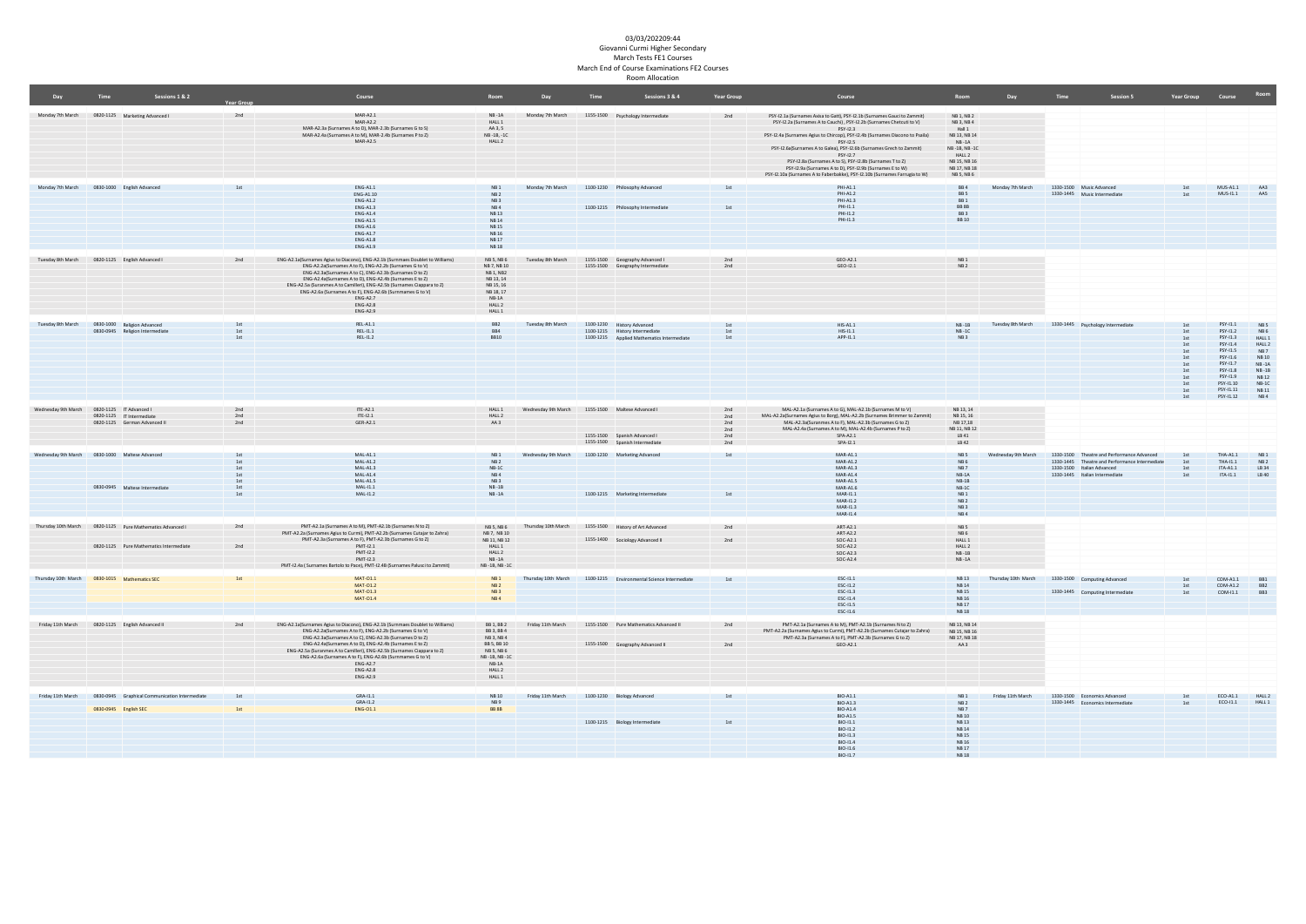03/03/202209:44

Giovanni Curmi Higher Secondary

March Tests FE1 Courses

March End of Course Examinations FE2 Courses

Room Allocation

| Day | Time | Sessions 1 & 2 | Year Group | Course | Room | Day | Time | Sessions 3 & 4 | Year Group | Course | Room | Day | Time | Session 5 | Year Group | Course | Room |
|---|---|---|---|---|---|---|---|---|---|---|---|---|---|---|---|---|---|
| Monday 7th March | 0820-1125 | Marketing Advanced I | 2nd | MAR-A2.1 | NB -1A | Monday 7th March | 1155-1500 | Psychology Intermediate | 2nd | PSY-I2.1a (Surnames Axisa to Gatt), PSY-I2.1b (Surnames Gauci to Zammit) | NB 1, NB 2 | | | | | | |
| | | | | MAR-A2.2 | HALL 1 | | | | | PSY-I2.2a (Surnames A to Cauchi), PSY-I2.2b (Surnames Chetcuti to V) | NB 3, NB 4 | | | | | | |
| | | | | MAR-A2.3a (Surnames A to D), MAR-2.3b (Surnames G to S) | AA 3, 5 | | | | | PSY-I2.3 | Hall 1 | | | | | | |
| | | | | MAR-A2.4a (Surnames A to O), MAR-2.4b (Surnames P to Z) | NB -1B, -1C | | | | | PSY-I2.4a (Surnames Agius to Chircop), PSY-I2.4b (Surnames Diacono to Psaila) | NB 13, NB 14 | | | | | | |
| | | | | MAR-A2.5 | HALL 2 | | | | | PSY-I2.5 | NB -1A | | | | | | |
| | | | | | | | | | | PSY-I2.6a(Surnames A to Galea), PSY-I2.6b (Surnames Grech to Zammit) | NB -1B, NB -1C | | | | | | |
| | | | | | | | | | | PSY-I2.7 | HALL 2 | | | | | | |
| | | | | | | | | | | PSY-I2.8a (Surnames A to S), PSY-I2.8b (Surnames T to Z) | NB 15, NB 16 | | | | | | |
| | | | | | | | | | | PSY-I2.9a (Surnames A to D), PSY-I2.9b (Surnames E to W) | NB 17, NB 18 | | | | | | |
| | | | | | | | | | | PSY-I2.10a (Surnames A to Faberbakke), PSY-I2.10b (Surnames Farrugia to W) | NB 5, NB 6 | | | | | | |
| Monday 7th March | 0830-1000 | English Advanced | 1st | ENG-A1.1 | NB 1 | Monday 7th March | 1100-1230 | Philosophy Advanced | 1st | PHI-A1.1 | BB 4 | Monday 7th March | 1330-1500 | Music Advanced | 1st | MUS-A1.1 | AA3 |
| | | | | ENG-A1.10 | NB 2 | | | | | PHI-A1.2 | BB 5 | | 1330-1445 | Music Intermediate | 1st | MUS-I1.1 | AA5 |
| | | | | ENG-A1.2 | NB 3 | | | | | PHI-A1.3 | BB 1 | | | | | | |
| | | | | ENG-A1.3 | NB 4 | | 1100-1215 | Philosophy Intermediate | 1st | PHI-I1.1 | BB 8B | | | | | | |
| | | | | ENG-A1.4 | NB 13 | | | | | PHI-I1.2 | BB 3 | | | | | | |
| | | | | ENG-A1.5 | NB 14 | | | | | PHI-I1.3 | BB 10 | | | | | | |
| | | | | ENG-A1.6 | NB 15 | | | | | | | | | | | | |
| | | | | ENG-A1.7 | NB 16 | | | | | | | | | | | | |
| | | | | ENG-A1.8 | NB 17 | | | | | | | | | | | | |
| | | | | ENG-A1.9 | NB 18 | | | | | | | | | | | | |
| Tuesday 8th March | 0820-1125 | English Advanced I | 2nd | ENG-A2.1a(Surnames Agius to Diacono), ENG-A2.1b (Surnames Doublet to Williams) | NB 5, NB 6 | Tuesday 8th March | 1155-1500 | Geography Advanced I | 2nd | GEO-A2.1 | NB 1 | | | | | | |
| | | | | ENG-A2.2a(Surnames A to F), ENG-A2.2b (Surnames G to V) | NB 7, NB 10 | | 1155-1500 | Geography Intermediate | 2nd | GEO-I2.1 | NB 2 | | | | | | |
| | | | | ENG-A2.3a(Surnames A to C), ENG-A2.3b (Surnames D to Z) | NB 1, NB2 | | | | | | | | | | | | |
| | | | | ENG-A2.4a(Surnames A to D), ENG-A2.4b (Surnames E to Z) | NB 13, 14 | | | | | | | | | | | | |
| | | | | ENG-A2.5a (Suranmes A to Camilleri), ENG-A2.5b (Surnames Ciappara to Z) | NB 15, 16 | | | | | | | | | | | | |
| | | | | ENG-A2.6a (Surnames A to F), ENG-A2.6b (Surnames G to V) | NB 18, 17 | | | | | | | | | | | | |
| | | | | ENG-A2.7 | NB-1A | | | | | | | | | | | | |
| | | | | ENG-A2.8 | HALL 2 | | | | | | | | | | | | |
| | | | | ENG-A2.9 | HALL 1 | | | | | | | | | | | | |
| Tuesday 8th March | 0830-1000 | Religion Advanced | 1st | REL-A1.1 | BB2 | Tuesday 8th March | 1100-1230 | History Advanced | 1st | HIS-A1.1 | NB -1B | Tuesday 8th March | 1330-1445 | Psychology Intermediate | 1st | PSY-I1.1 | NB 5 |
| | 0830-0945 | Religion Intermediate | 1st | REL-I1.1 | BB4 | | 1100-1215 | History Intermediate | 1st | HIS-I1.1 | NB -1C | | | | 1st | PSY-I1.2 | NB 6 |
| | | | 1st | REL-I1.2 | BB10 | | 1100-1215 | Applied Mathematics Intermediate | 1st | APP-I1.1 | NB 3 | | | | 1st | PSY-I1.3 | HALL 1 |
| | | | | | | | | | | | | | | | 1st | PSY-I1.4 | HALL 2 |
| | | | | | | | | | | | | | | | 1st | PSY-I1.5 | NB 7 |
| | | | | | | | | | | | | | | | 1st | PSY-I1.6 | NB 10 |
| | | | | | | | | | | | | | | | 1st | PSY-I1.7 | NB -1A |
| | | | | | | | | | | | | | | | 1st | PSY-I1.8 | NB -1B |
| | | | | | | | | | | | | | | | 1st | PSY-I1.9 | NB 12 |
| | | | | | | | | | | | | | | | 1st | PSY-I1.10 | NB-1C |
| | | | | | | | | | | | | | | | 1st | PSY-I1.11 | NB 11 |
| | | | | | | | | | | | | | | | 1st | PSY-I1.12 | NB 4 |
| Wednesday 9th March | 0820-1125 | IT Advanced I | 2nd | ITE-A2.1 | HALL 1 | Wednesday 9th March | 1155-1500 | Maltese Advanced I | 2nd | MAL-A2.1a (Surnames A to G), MAL-A2.1b (Surnames M to V) | NB 13, 14 | | | | | | |
| | 0820-1125 | IT Intermediate | 2nd | ITE-I2.1 | HALL 2 | | | | 2nd | MAL-A2.2a(Surnames Agius to Borg), MAL-A2.2b (Surnames Brimmer to Zammit) | NB 15, 16 | | | | | | |
| | 0820-1125 | German Advanced II | 2nd | GER-A2.1 | AA 3 | | | | 2nd | MAL-A2.3a(Suranmes A to F), MAL-A2.3b (Surnames G to Z) | NB 17,18 | | | | | | |
| | | | | | | | | | 2nd | MAL-A2.4a (Surnames A to M), MAL-A2.4b (Surnames P to Z) | NB 11, NB 12 | | | | | | |
| | | | | | | | 1155-1500 | Spanish Advanced I | 2nd | SPA-A2.1 | LB 41 | | | | | | |
| | | | | | | | 1155-1500 | Spanish Intermediate | 2nd | SPA-I2.1 | LB 42 | | | | | | |
| Wednesday 9th March | 0830-1000 | Maltese Advanced | 1st | MAL-A1.1 | NB 1 | Wednesday 9th March | 1100-1230 | Marketing Advanced | 1st | MAR-A1.1 | NB 5 | Wednesday 9th March | 1330-1500 | Theatre and Performance Advanced | 1st | THA-A1.1 | NB 1 |
| | | | 1st | MAL-A1.2 | NB 2 | | | | | MAR-A1.2 | NB 6 | | 1330-1445 | Theatre and Performance Intermediate | 1st | THA-I1.1 | NB 2 |
| | | | 1st | MAL-A1.3 | NB-1C | | | | | MAR-A1.3 | NB 7 | | 1330-1500 | Italian Advanced | 1st | ITA-A1.1 | LB 34 |
| | | | 1st | MAL-A1.4 | NB 4 | | | | | MAR-A1.4 | NB-1A | | 1330-1445 | Italian Intermediate | 1st | ITA-I1.1 | LB 40 |
| | | | 1st | MAL-A1.5 | NB 3 | | | | | MAR-A1.5 | NB-1B | | | | | | |
| | 0830-0945 | Maltese Intermediate | 1st | MAL-I1.1 | NB -1B | | | | | MAR-A1.6 | NB-1C | | | | | | |
| | | | 1st | MAL-I1.2 | NB -1A | | 1100-1215 | Marketing Intermediate | 1st | MAR-I1.1 | NB 1 | | | | | | |
| | | | | | | | | | | MAR-I1.2 | NB 2 | | | | | | |
| | | | | | | | | | | MAR-I1.3 | NB 3 | | | | | | |
| | | | | | | | | | | MAR-I1.4 | NB 4 | | | | | | |
| Thursday 10th March | 0820-1125 | Pure Mathematics Advanced I | 2nd | PMT-A2.1a (Surnames A to M), PMT-A2.1b (Surnames N to Z) | NB 5, NB 6 | Thursday 10th March | 1155-1500 | History of Art Advanced | 2nd | ART-A2.1 | NB 5 | | | | | | |
| | | | | PMT-A2.2a (Surnames Agius to Curmi), PMT-A2.2b (Surnames Cutajar to Zahra) | NB 7, NB 10 | | | | | ART-A2.2 | NB 6 | | | | | | |
| | | | | PMT-A2.3a (Surnames A to F), PMT-A2.3b (Surnames G to Z) | NB 11, NB 12 | | 1155-1400 | Sociology Advanced II | 2nd | SOC-A2.1 | HALL 1 | | | | | | |
| | 0820-1125 | Pure Mathematics Intermediate | 2nd | PMT-I2.1 | HALL 1 | | | | | SOC-A2.2 | HALL 2 | | | | | | |
| | | | | PMT-I2.2 | HALL 2 | | | | | SOC-A2.3 | NB -1B | | | | | | |
| | | | | PMT-I2.3 | NB -1A | | | | | SOC-A2.4 | NB -1A | | | | | | |
| | | | | PMT-I2.4a ( Surnames Bartolo to Pace), PMT-I2.4B (Surnames Palucci to Zammit) | NB -1B, NB -1C | | | | | | | | | | | | |
| Thursday 10th March | 0830-1015 | Mathematics SEC | 1st | MAT-O1.1 | NB 1 | Thursday 10th March | 1100-1215 | Environmental Science Intermediate | 1st | ESC-I1.1 | NB 13 | Thursday 10th March | 1330-1500 | Computing Advanced | 1st | COM-A1.1 | BB1 |
| | | | | MAT-O1.2 | NB 2 | | | | | ESC-I1.2 | NB 14 | | | | 1st | COM-A1.2 | BB2 |
| | | | | MAT-O1.3 | NB 3 | | | | | ESC-I1.3 | NB 15 | | 1330-1445 | Computing Intermediate | 1st | COM-I1.1 | BB3 |
| | | | | MAT-O1.4 | NB 4 | | | | | ESC-I1.4 | NB 16 | | | | | | |
| | | | | | | | | | | ESC-I1.5 | NB 17 | | | | | | |
| | | | | | | | | | | ESC-I1.6 | NB 18 | | | | | | |
| Friday 11th March | 0820-1125 | English Advanced II | 2nd | ENG-A2.1a(Surnames Agius to Diacono), ENG-A2.1b (Surnames Doublet to Williams) | BB 1, BB 2 | Friday 11th March | 1155-1500 | Pure Mathematics Advanced II | 2nd | PMT-A2.1a (Surnames A to M), PMT-A2.1b (Surnames N to Z) | NB 13, NB 14 | | | | | | |
| | | | | ENG-A2.2a(Surnames A to F), ENG-A2.2b (Surnames G to V) | BB 3, BB 4 | | | | | PMT-A2.2a (Surnames Agius to Curmi), PMT-A2.2b (Surnames Cutajar to Zahra) | NB 15, NB 16 | | | | | | |
| | | | | ENG-A2.3a(Surnames A to C), ENG-A2.3b (Surnames D to Z) | NB 3, NB 4 | | | | | PMT-A2.3a (Surnames A to F), PMT-A2.3b (Surnames G to Z) | NB 17, NB 18 | | | | | | |
| | | | | ENG-A2.4a(Surnames A to D), ENG-A2.4b (Surnames E to Z) | BB 5, BB 10 | | 1155-1500 | Geography Advanced II | 2nd | GEO-A2.1 | AA 3 | | | | | | |
| | | | | ENG-A2.5a (Suranmes A to Camilleri), ENG-A2.5b (Surnames Ciappara to Z) | NB 5, NB 6 | | | | | | | | | | | | |
| | | | | ENG-A2.6a (Surnames A to F), ENG-A2.6b (Surnames G to V) | NB -1B, NB -1C | | | | | | | | | | | | |
| | | | | ENG-A2.7 | NB-1A | | | | | | | | | | | | |
| | | | | ENG-A2.8 | HALL 2 | | | | | | | | | | | | |
| | | | | ENG-A2.9 | HALL 1 | | | | | | | | | | | | |
| Friday 11th March | 0830-0945 | Graphical Communication Intermediate | 1st | GRA-I1.1 | NB 10 | Friday 11th March | 1100-1230 | Biology Advanced | 1st | BIO-A1.1 | NB 1 | Friday 11th March | 1330-1500 | Economics Advanced | 1st | ECO-A1.1 | HALL 2 |
| | | | | GRA-I1.2 | NB 9 | | | | | BIO-A1.3 | NB 2 | | 1330-1445 | Economics Intermediate | 1st | ECO-I1.1 | HALL 1 |
| | 0830-0945 | English SEC | 1st | ENG-O1.1 | BB 8B | | | | | BIO-A1.4 | NB 7 | | | | | | |
| | | | | | | | | | | BIO-A1.5 | NB 10 | | | | | | |
| | | | | | | | 1100-1215 | Biology Intermediate | 1st | BIO-I1.1 | NB 13 | | | | | | |
| | | | | | | | | | | BIO-I1.2 | NB 14 | | | | | | |
| | | | | | | | | | | BIO-I1.3 | NB 15 | | | | | | |
| | | | | | | | | | | BIO-I1.4 | NB 16 | | | | | | |
| | | | | | | | | | | BIO-I1.6 | NB 17 | | | | | | |
| | | | | | | | | | | BIO-I1.7 | NB 18 | | | | | | |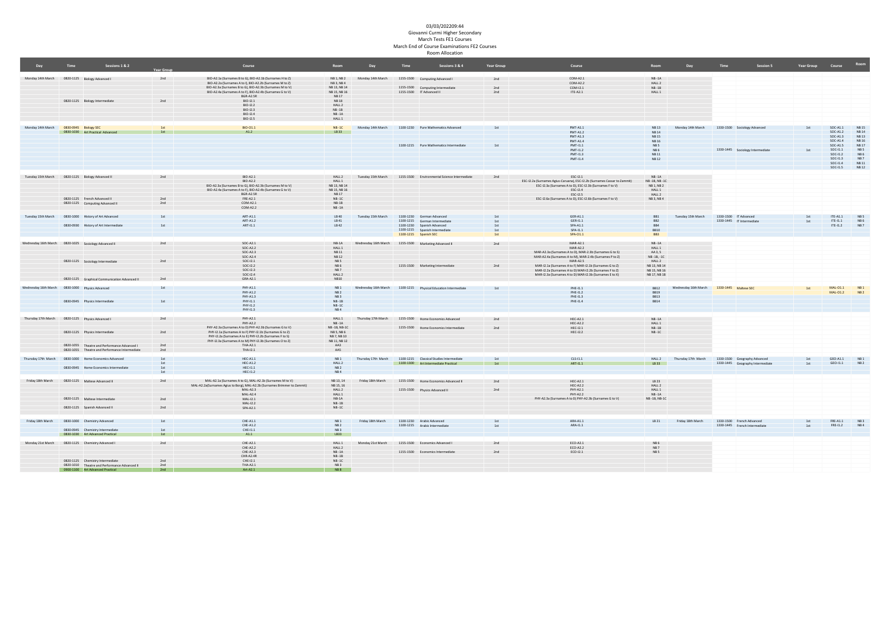03/03/2022 09:44
Giovanni Curmi Higher Secondary
March Tests FE1 Courses
March End of Course Examinations FE2 Courses
Room Allocation

| Day | Time | Sessions 1 & 2 | Year Group | Course | Room | Day | Time | Sessions 3 & 4 | Year Group | Course | Room | Day | Time | Session 5 | Year Group | Course | Room |
|---|---|---|---|---|---|---|---|---|---|---|---|---|---|---|---|---|---|
| Monday 14th March | 0820-1125 | Biology Advanced I | 2nd | BIO-A2.1a (Surnames B to G), BIO-A2.1b (Surnames H to Z) | NB 1, NB 2 | Monday 14th March | 1155-1500 | Computing Advanced I | 2nd | COM-A2.1 | NB -1A | | | | | | |
| | | | | BIO-A2.2a (Surnames A to I), BIO-A2.2b (Surnames M to Z) | NB 3, NB 4 | | | | | COM-A2.2 | HALL 2 | | | | | | |
| | | | | BIO-A2.3a (Surnames B to G), BIO-A2.3b (Surnames M to V) | NB 13, NB 14 | | 1155-1500 | Computing Intermediate | 2nd | COM-I2.1 | NB -1B | | | | | | |
| | | | | BIO-A2.4a (Surnames A to F), BIO-A2.4b (Surnames G to V) | NB 15, NB 16 | | 1155-1500 | IT Advanced II | 2nd | ITE-A2.1 | HALL 1 | | | | | | |
| | | | | BGR-A2.5R | NB 17 | | | | | | | | | | | | |
| | 0820-1125 | Biology Intermediate | 2nd | BIO-I2.1 | NB 18 | | | | | | | | | | | | |
| | | | | BIO-I2.2 | HALL 2 | | | | | | | | | | | | |
| | | | | BIO-I2.3 | NB -1B | | | | | | | | | | | | |
| | | | | BIO-I2.4 | NB -1A | | | | | | | | | | | | |
| | | | | BIO-I2.5 | HALL 1 | | | | | | | | | | | | |
| Monday 14th March | 0830-0945 | Biology SEC | 1st | BIO-O1.1 | NB -1C | Monday 14th March | 1100-1230 | Pure Mathematics Advanced | 1st | PMT-A1.1 | NB 13 | Monday 14th March | 1330-1500 | Sociology Advanced | 1st | SOC-A1.1 | NB 15 |
| | 0830-1030 | Art Practical Advanced | 1st | A1.2 | LB 33 | | | | | PMT-A1.2 | NB 14 | | | | | SOC-A1.2 | NB 14 |
| | | | | | | | | | | PMT-A1.3 | NB 15 | | | | | SOC-A1.3 | NB 13 |
| | | | | | | | | | | PMT-A1.4 | NB 16 | | | | | SOC-A1.4 | NB 16 |
| | | | | | | | 1100-1215 | Pure Mathematics Intermediate | 1st | PMT-I1.1 | NB 5 | | | | | SOC-A1.5 | NB 17 |
| | | | | | | | | | | PMT-I1.2 | NB 6 | | 1330-1445 | Sociology Intermediate | 1st | SOC-I1.1 | NB 5 |
| | | | | | | | | | | PMT-I1.3 | NB 11 | | | | | SOC-I1.2 | NB 6 |
| | | | | | | | | | | PMT-I1.4 | NB 12 | | | | | SOC-I1.3 | NB 7 |
| | | | | | | | | | | | | | | | | SOC-I1.4 | NB 11 |
| | | | | | | | | | | | | | | | | SOC-I1.5 | NB 12 |
| Tuesday 15th March | 0820-1125 | Biology Advanced II | 2nd | BIO-A2.1 | HALL 2 | Tuesday 15th March | 1155-1500 | Environmental Science Intermediate | 2nd | ESC-I2.1 | NB -1A | | | | | | |
| | | | | BIO-A2.2 | HALL 1 | | | | | ESC-I2.2a (Surnames Agius-Caruana), ESC-I2.2b (Surnames Cassar to Zammit) | NB -1B, NB -1C | | | | | | |
| | | | | BIO-A2.3a (Surnames B to G), BIO-A2.3b (Surnames M to V) | NB 13, NB 14 | | | | | ESC-I2.3a (Surnames A to D), ESC-I2.3b (Surnames F to V) | NB 1, NB 2 | | | | | | |
| | | | | BIO-A2.4a (Surnames A to F), BIO-A2.4b (Surnames G to V) | NB 15, NB 16 | | | | | ESC-I2.4 | HALL 1 | | | | | | |
| | | | | BGR-A2.5R | NB 17 | | | | | ESC-I2.5 | HALL 2 | | | | | | |
| | 0820-1125 | French Advanced II | 2nd | FRE-A2.1 | NB -1C | | | | | ESC-I2.6a (Surnames A to D), ESC-I2.6b (Surnames F to V) | NB 3, NB 4 | | | | | | |
| | 0820-1125 | Computing Advanced II | 2nd | COM-A2.1 | NB -1B | | | | | | | | | | | | |
| | | | | COM-A2.2 | NB -1A | | | | | | | | | | | | |
| Tuesday 15th March | 0830-1000 | History of Art Advanced | 1st | ART-A1.1 | LB 40 | Tuesday 15th March | 1100-1230 | German Advanced | 1st | GER-A1.1 | BB1 | Tuesday 15th March | 1330-1500 | IT Advanced | 1st | ITE-A1.1 | NB 5 |
| | | | | ART-A1.2 | LB 41 | | 1100-1215 | German Intermediate | 1st | GER-I1.1 | BB2 | | 1330-1445 | IT Intermediate | 1st | ITE-I1.1 | NB 6 |
| | 0830-0930 | History of Art Intermediate | 1st | ART-I1.1 | LB 42 | | 1100-1230 | Spanish Advanced | 1st | SPA-A1.1 | BB4 | | | | | ITE-I1.2 | NB 7 |
| | | | | | | | 1100-1215 | Spanish Intermediate | 1st | SPA-I1.1 | BB10 | | | | | | |
| | | | | | | | 1100-1215 | Spanish SEC | 1st | SPA-O1.1 | BB3 | | | | | | |
| Wednesday 16th March | 0820-1025 | Sociology Advanced II | 2nd | SOC-A2.1 | NB -1A | Wednesday 16th March | 1155-1500 | Marketing Advanced II | 2nd | MAR-A2.1 | NB -1A | | | | | | |
| | | | | SOC-A2.2 | HALL 1 | | | | | MAR-A2.2 | HALL 1 | | | | | | |
| | | | | SOC-A2.3 | NB 11 | | | | | MAR-A2.3a(Surnames A to D), MAR-2.3b (Surnames G to S) | AA 3, 5 | | | | | | |
| | | | | SOC-A2.4 | NB 12 | | | | | MAR-A2.4a (Surnames A to M), MAR-2.4b (Surnames P to Z) | NB -1B, -1C | | | | | | |
| | 0820-1125 | Sociology Intermediate | 2nd | SOC-I2.1 | NB 5 | | | | | MAR-A2.5 | HALL 2 | | | | | | |
| | | | | SOC-I2.2 | NB 6 | | 1155-1500 | Marketing Intermediate | 2nd | MAR-I2.1a (Surnames A to F) MAR-I2.1b (Surnames G to Z) | NB 13, NB 14 | | | | | | |
| | | | | SOC-I2.3 | NB 7 | | | | | MAR-I2.2a (Surnames A to D) MAR-I2.2b (Surnames F to Z) | NB 15, NB 16 | | | | | | |
| | | | | SOC-I2.4 | HALL 2 | | | | | MAR-I2.3a (Surnames A to D) MAR-I2.3b (Surnames E to X) | NB 17, NB 18 | | | | | | |
| | 0820-1125 | Graphical Communication Advanced II | 2nd | GRA-A2.1 | NB30 | | | | | | | | | | | | |
| Wednesday 16th March | 0830-1000 | Physics Advanced | 1st | PHY-A1.1 | NB 1 | Wednesday 16th March | 1100-1215 | Physical Education Intermediate | 1st | PHE-I1.1 | BB12 | Wednesday 16th March | 1330-1445 | Maltese SEC | 1st | MAL-O1.1 | NB 1 |
| | | | | PHY-A1.2 | NB 2 | | | | | PHE-I1.2 | BB19 | | | | | MAL-O1.2 | NB 2 |
| | | | | PHY-A1.3 | NB 3 | | | | | PHE-I1.3 | BB13 | | | | | | |
| | 0830-0945 | Physics Intermediate | 1st | PHY-I1.1 | NB -1B | | | | | PHE-I1.4 | BB14 | | | | | | |
| | | | | PHY-I1.2 | NB -1C | | | | | | | | | | | | |
| | | | | PHY-I1.3 | NB 4 | | | | | | | | | | | | |
| Thursday 17th March | 0820-1125 | Physics Advanced I | 2nd | PHY-A2.1 | HALL 1 | Thursday 17th March | 1155-1500 | Home Economics Advanced | 2nd | HEC-A2.1 | NB -1A | | | | | | |
| | | | | PHY-A2.2 | NB -1A | | | | | HEC-A2.2 | HALL 1 | | | | | | |
| | | | | PHY-A2.3a (Surnames A to D) PHY-A2.3b (Surnames G to V) | NB -1B, NB-1C | | 1155-1500 | Home Economics Intermediate | 2nd | HEC-I2.1 | NB -1B | | | | | | |
| | 0820-1125 | Physics Intermediate | 2nd | PHY-I2.1a (Surnames A to F) PHY-I2.1b (Surnames G to Z) | NB 5, NB 6 | | | | | HEC-I2.2 | NB -1C | | | | | | |
| | | | | PHY-I2.2a (Surnames A to E) PHY-I2.2b (Surnames F to S) | NB 7, NB 10 | | | | | | | | | | | | |
| | | | | PHY-I2.3a (Surnames A to M) PHY-I2.3b (Surnames O to Z) | NB 11, NB 12 | | | | | | | | | | | | |
| | 0820-1055 | Theatre and Performance Advanced I | 2nd | THA-A2.1 | AA3 | | | | | | | | | | | | |
| | 0820-1055 | Theatre and Performance Intermediate | 2nd | THA-I2.1 | AA5 | | | | | | | | | | | | |
| Thursday 17th March | 0830-1000 | Home Economics Advanced | 1st | HEC-A1.1 | NB 1 | Thursday 17th March | 1100-1215 | Classical Studies Intermediate | 1st | CLS-I1.1 | HALL 2 | Thursday 17th March | 1330-1500 | Geography Advanced | 1st | GEO-A1.1 | NB 1 |
| | | | 1st | HEC-A1.2 | HALL 2 | | 1100-1300 | Art Intermediate Practical | 1st | ART-I1.1 | LB 33 | | 1330-1445 | Geography Intermediate | 1st | GEO-I1.1 | NB 2 |
| | 0830-0945 | Home Economics Intermediate | 1st | HEC-I1.1 | NB 2 | | | | | | | | | | | | |
| | | | 1st | HEC-I1.2 | NB 4 | | | | | | | | | | | | |
| Friday 18th March | 0820-1125 | Maltese Advanced II | 2nd | MAL-A2.1a (Surnames A to G), MAL-A2.1b (Surnames M to V) | NB 13, 14 | Friday 18th March | 1155-1500 | Home Economics Advanced II | 2nd | HEC-A2.1 | LB 23 | | | | | | |
| | | | | MAL-A2.2a(Surnames Agius to Borg), MAL-A2.2b (Surnames Brimmer to Zammit) | NB 15, 16 | | | | | HEC-A2.2 | HALL 2 | | | | | | |
| | | | | MAL-A2.3 | HALL 2 | | 1155-1500 | Physics Advanced II | 2nd | PHY-A2.1 | HALL 1 | | | | | | |
| | | | | MAL-A2.4 | HALL 1 | | | | | PHY-A2.2 | NB -1A | | | | | | |
| | 0820-1125 | Maltese Intermediate | 2nd | MAL-I2.1 | NB-1A | | | | | PHY-A2.3a (Surnames A to D) PHY-A2.3b (Surnames G to V) | NB -1B, NB-1C | | | | | | |
| | | | | MAL-I2.2 | NB -1B | | | | | | | | | | | | |
| | 0820-1125 | Spanish Advanced II | 2nd | SPA-A2.1 | NB -1C | | | | | | | | | | | | |
| Friday 18th March | 0830-1000 | Chemistry Advanced | 1st | CHE-A1.1 | NB 1 | Friday 18th March | 1100-1230 | Arabic Advanced | 1st | ARA-A1.1 | LB 21 | Friday 18th March | 1330-1500 | French Advanced | 1st | FRE-A1.1 | NB 3 |
| | | | | CHE-A1.2 | NB 2 | | 1100-1215 | Arabic Intermediate | 1st | ARA-I1.1 | | | 1330-1445 | French Intermediate | 1st | FRE-I1.2 | NB 4 |
| | 0830-0945 | Chemistry Intermediate | 1st | CHE-I1.1 | NB 3 | | | | | | | | | | | | |
| | 0830-1030 | Art Advanced Practical | 1st | A1.1 | LB33 | | | | | | | | | | | | |
| Monday 21st March | 0820-1125 | Chemistry Advanced I | 2nd | CHE-A2.1 | HALL 1 | Monday 21st March | 1155-1500 | Economics Advanced I | 2nd | ECO-A2.1 | NB 6 | | | | | | |
| | | | | CHE-A2.2 | HALL 2 | | | | | ECO-A2.2 | NB 7 | | | | | | |
| | | | | CHE-A2.3 | NB -1A | | 1155-1500 | Economics Intermediate | 2nd | ECO-I2.1 | NB 5 | | | | | | |
| | | | | CHR-A2.4R | NB -1B | | | | | | | | | | | | |
| | 0820-1125 | Chemistry Intermediate | 2nd | CHE-I2.1 | NB -1C | | | | | | | | | | | | |
| | 0820-1010 | Theatre and Performance Advanced II | 2nd | THA-A2.1 | NB 3 | | | | | | | | | | | | |
| | 0900-1100 | Art Advanced Practical | 2nd | Art-A2.1 | NB 8 | | | | | | | | | | | | |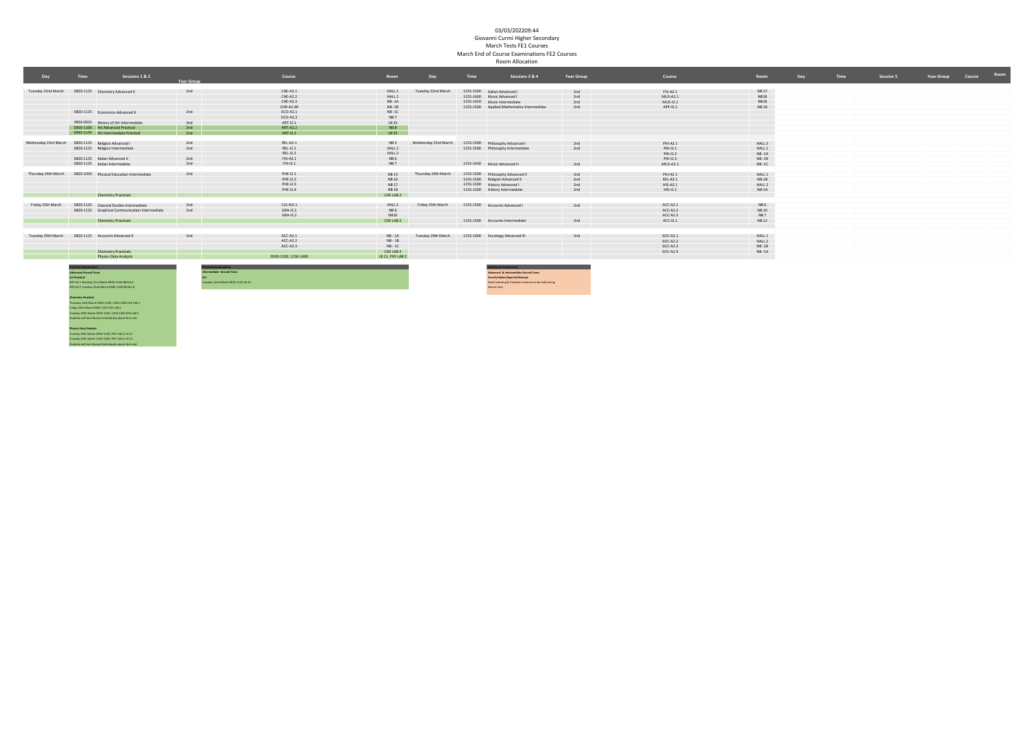03/03/202209:44

Giovanni Curmi Higher Secondary

March Tests FE1 Courses

March End of Course Examinations FE2 Courses

Room Allocation

| Day | Time | Sessions 1 & 2 | Year Group | Course | Room | Day | Time | Sessions 3 & 4 | Year Group | Course | Room | Day | Time | Session 5 | Year Group | Course | Room |
|---|---|---|---|---|---|---|---|---|---|---|---|---|---|---|---|---|---|
| Tuesday 22nd March | 0820-1125 | Chemistry Advanced II | 2nd | CHE-A2.1 | HALL 1 | Tuesday 22nd March | 1155-1500 | Italian Advanced I | 2nd | ITA-A2.1 | NB 17 | | | | | | |
| | | | | CHE-A2.2 | HALL 2 | | 1155-1400 | Music Advanced I | 2nd | MUS-A2.1 | NB18 | | | | | | |
| | | | | CHE-A2.3 | NB -1A | | 1155-1420 | Music Intermediate | 2nd | MUS-I2.1 | NB18 | | | | | | |
| | | | | CHR-A2.4R | NB -1B | | 1155-1500 | Applied Mathematics Intermediate | 2nd | APP-I2.1 | NB 18 | | | | | | |
| | 0820-1125 | Economics Advanced II | 2nd | ECO-A2.1 | NB -1C | | | | | | | | | | | | |
| | | | | ECO-A2.2 | NB 7 | | | | | | | | | | | | |
| | 0820-0925 | History of Art Intermediate | 2nd | ART-I2.1 | LB 33 | | | | | | | | | | | | |
| | 0900-1100 | Art Advanced Practical | 2nd | ART-A2.2 | NB 8 | | | | | | | | | | | | |
| | 0945-1145 | Art Intermediate Practical | 2nd | ART-I2.1 | LB 33 | | | | | | | | | | | | |
| Wednesday 23rd March | 0820-1125 | Religion Advanced I | 2nd | REL-A2.1 | NB 5 | Wednesday 23rd March | 1155-1500 | Philosophy Advanced I | 2nd | PHI-A2.1 | HALL 2 | | | | | | |
| | 0820-1125 | Religion Intermediate | 2nd | REL-I2.1 | HALL 2 | | 1155-1500 | Philosophy Intermediate | 2nd | PHI-I2.1 | HALL 1 | | | | | | |
| | | | | REL-I2.2 | HALL 2 | | | | | PHI-I2.2 | NB -1A | | | | | | |
| | 0820-1125 | Italian Advanced II | 2nd | ITA-A2.1 | NB 6 | | | | | PHI-I2.3 | NB -1B | | | | | | |
| | 0820-1125 | Italian Intermediate | 2nd | ITA-I2.1 | NB 7 | | 1155-1430 | Music Advanced II | 2nd | MUS-A2.1 | NB -1C | | | | | | |
| Thursday 24th March | 0820-1050 | Physical Education Intermediate | 2nd | PHE-I2.1 | NB 15 | Thursday 24th March | 1155-1500 | Philosophy Advanced II | 2nd | PHI-A2.1 | HALL 1 | | | | | | |
| | | | | PHE-I2.2 | NB 16 | | 1155-1500 | Religion Advanced II | 2nd | REL-A2.1 | NB-1B | | | | | | |
| | | | | PHE-I2.3 | NB 17 | | 1155-1500 | History Advanced I | 2nd | HIS-A2.1 | HALL 2 | | | | | | |
| | | | | PHE-I2.4 | NB 18 | | 1155-1500 | History Intermediate | 2nd | HIS-I2.1 | NB-1A | | | | | | |
| | | Chemistry Practicals | | | CHE LAB 2 | | | | | | | | | | | | |
| Friday 25th March | 0820-1125 | Classical Studies Intermediate | 2nd | CLS-AI2.1 | HALL 2 | Friday 25th March | 1155-1500 | Accounts Advanced I | 2nd | ACC-A2.1 | NB 6 | | | | | | |
| | 0820-1125 | Graphical Communication Intermediate | 2nd | GRA-I2.1 | NB 9 | | | | | ACC-A2.2 | NB 10 | | | | | | |
| | | | | GRA-I2.2 | NB10 | | | | | ACC-A2.3 | NB 7 | | | | | | |
| | | Chemistry Practicals | | | CHE LAB 2 | | 1155-1500 | Accounts Intermediate | 2nd | ACC-I2.1 | NB 12 | | | | | | |
| Tuesday 29th March | 0820-1125 | Accounts Advanced II | 2nd | ACC-A2.1 | NB - 1A | Tuesday 29th March | 1155-1400 | Sociology Advanced III | 2nd | SOC-A2.1 | HALL 1 | | | | | | |
| | | | | ACC-A2.2 | NB - 1B | | | | | SOC-A2.2 | HALL 2 | | | | | | |
| | | | | ACC-A2.3 | NB - 1C | | | | | SOC-A2.3 | NB -1B | | | | | | |
| | | Chemistry Practicals | | | CHE LAB 2 | | | | | SOC-A2.4 | NB -1A | | | | | | |
| | | Physics Data Analysis | | 0930-1100, 1230-1400 | LB 21, PHY LAB 2 | | | | | | | | | | | | |

**Practical Examinations**

**Advanced Second Years**

**Art Practical**

ART-A2.1 Monday 21st March 0900-1100 NB Rm 8

ART-A2.2 Tuesday 22nd March 0900-1100 NB Rm 8

**Chemistry Practical**

Thursday 24th March 0900-1100, 1200-1400 CHE LAB 2

Friday 25th March 0900-1100 CHE LAB 2

Tuesday 29th March 0900-1100, 1200-1400 CHE LAB 2

Students will be informed individually about their slot

**Physics Data Analysis**

Tuesday 29th March 0930-1100, PHY LAB 2, LB 21

Tuesday 29th March 1230-1400, PHY LAB 2, LB 21

Students will be informed individually about their slot

**Practical Examinations**

**Intermediate Second Years**

**Art**

Tuesday 22nd March 0945-1145 LB 33

**Oral/Aural Components**

**Advanced & Intermediate Second Years**

**French/Italian/Spanish/German**

Oral/Listening & Dictation Sessions to be held during lecture time